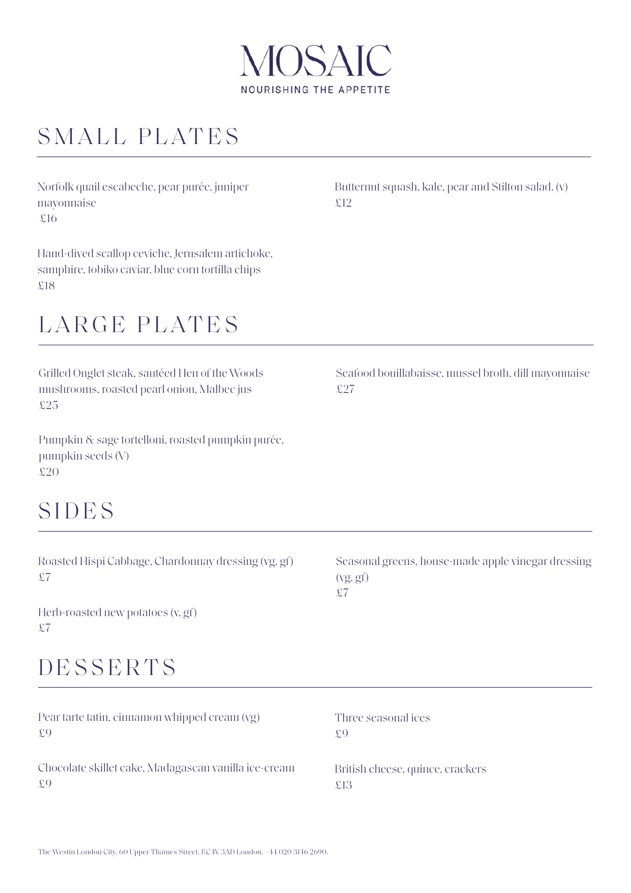# MOSAIC

NOURISHING THE APPETITE

## SMALL PLATES

Norfolk quail escabeche, pear purée, juniper mayonnaise
£16

Hand-dived scallop ceviche, Jerusalem artichoke, samphire, tobiko caviar, blue corn tortilla chips
£18

Butternut squash, kale, pear and Stilton salad. (v)
£12

## LARGE PLATES

Grilled Onglet steak, sautéed Hen of the Woods mushrooms, roasted pearl onion, Malbec jus
£25

Pumpkin & sage tortelloni, roasted pumpkin purée, pumpkin seeds (V)
£20

Seafood bouillabaisse, mussel broth, dill mayonnaise
£27

## SIDES

Roasted Hispi Cabbage, Chardonnay dressing (vg, gf)
£7

Herb-roasted new potatoes (v, gf)
£7

Seasonal greens, house-made apple vinegar dressing (vg, gf)
£7

## DESSERTS

Pear tarte tatin, cinnamon whipped cream (vg)
£9

Chocolate skillet cake, Madagascan vanilla ice-cream
£9

Three seasonal ices
£9

British cheese, quince, crackers
£13

The Westin London City, 60 Upper Thames Street, EC4V 3AD London. +44 020 3146 2690.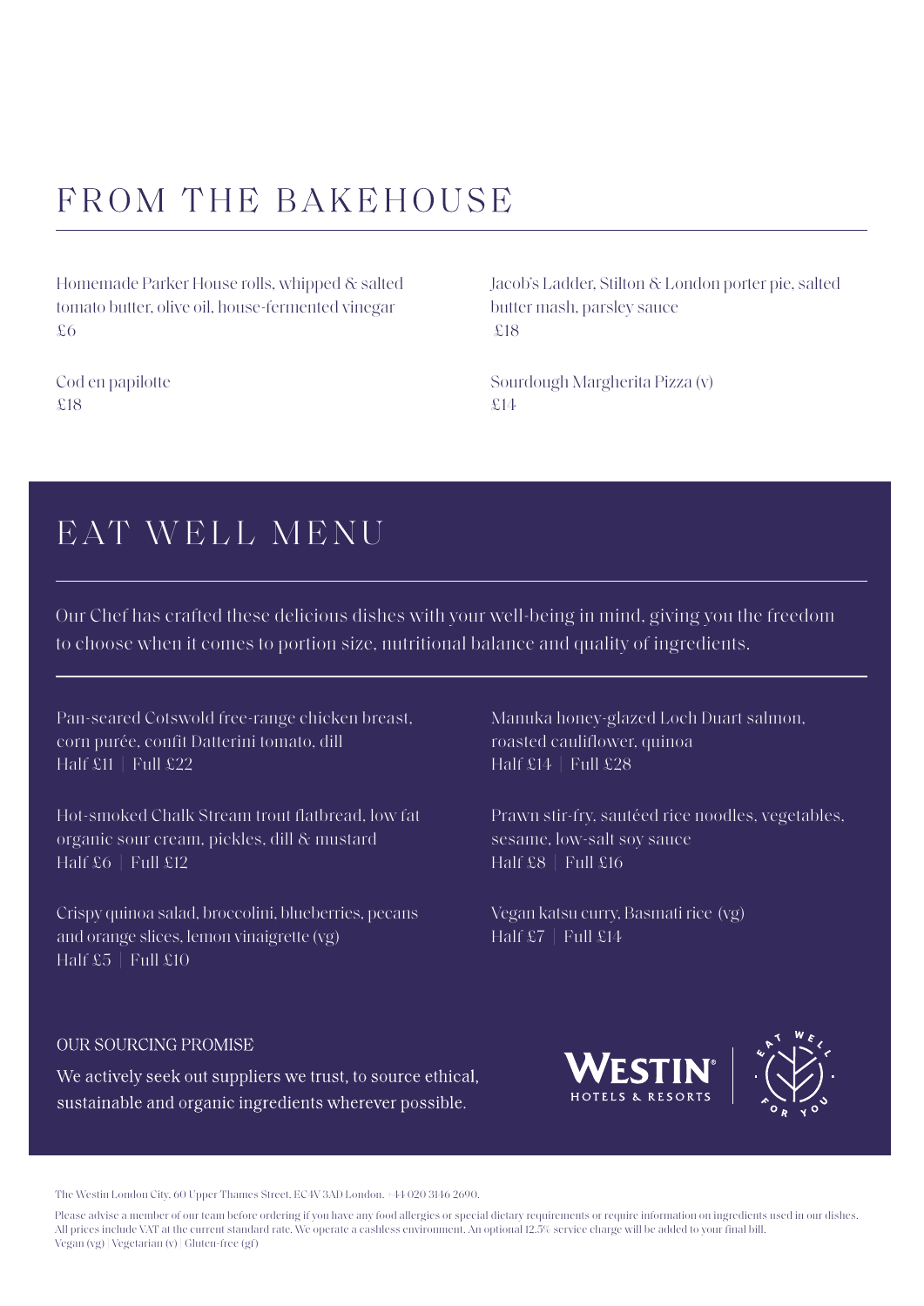# FROM THE BAKEHOUSE

Homemade Parker House rolls, whipped & salted tomato butter, olive oil, house-fermented vinegar
£6

Cod en papilotte
£18

Jacob's Ladder, Stilton & London porter pie, salted butter mash, parsley sauce
£18

Sourdough Margherita Pizza (v)
£14

# EAT WELL MENU

Our Chef has crafted these delicious dishes with your well-being in mind, giving you the freedom to choose when it comes to portion size, nutritional balance and quality of ingredients.

Pan-seared Cotswold free-range chicken breast, corn purée, confit Datterini tomato, dill
Half £11 | Full £22

Hot-smoked Chalk Stream trout flatbread, low fat organic sour cream, pickles, dill & mustard
Half £6 | Full £12

Crispy quinoa salad, broccolini, blueberries, pecans and orange slices, lemon vinaigrette (vg)
Half £5 | Full £10

Manuka honey-glazed Loch Duart salmon, roasted cauliflower, quinoa
Half £14 | Full £28

Prawn stir-fry, sautéed rice noodles, vegetables, sesame, low-salt soy sauce
Half £8 | Full £16

Vegan katsu curry, Basmati rice (vg)
Half £7 | Full £14

OUR SOURCING PROMISE

We actively seek out suppliers we trust, to source ethical, sustainable and organic ingredients wherever possible.

WESTIN HOTELS & RESORTS | EAT WELL FOR YOU

The Westin London City, 60 Upper Thames Street, EC4V 3AD London. +44 020 3146 2690.

Please advise a member of our team before ordering if you have any food allergies or special dietary requirements or require information on ingredients used in our dishes. All prices include VAT at the current standard rate. We operate a cashless environment. An optional 12.5% service charge will be added to your final bill.
Vegan (vg) | Vegetarian (v) | Gluten-free (gf)